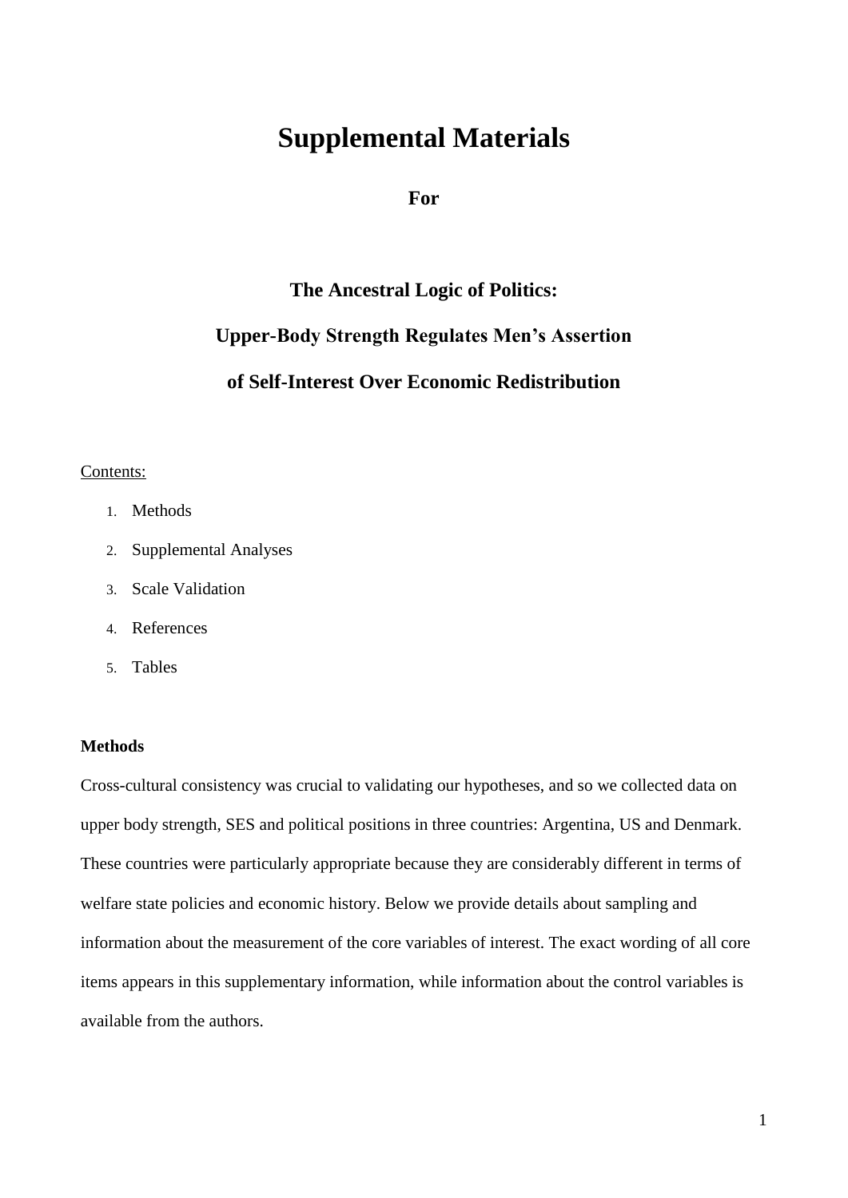# Supplemental Materials

**For**

## The Ancestral Logic of Politics:

## Upper-Body Strength Regulates Men's Assertion

## of Self-Interest Over Economic Redistribution

Contents:

1. Methods
2. Supplemental Analyses
3. Scale Validation
4. References
5. Tables

### Methods

Cross-cultural consistency was crucial to validating our hypotheses, and so we collected data on upper body strength, SES and political positions in three countries: Argentina, US and Denmark. These countries were particularly appropriate because they are considerably different in terms of welfare state policies and economic history. Below we provide details about sampling and information about the measurement of the core variables of interest. The exact wording of all core items appears in this supplementary information, while information about the control variables is available from the authors.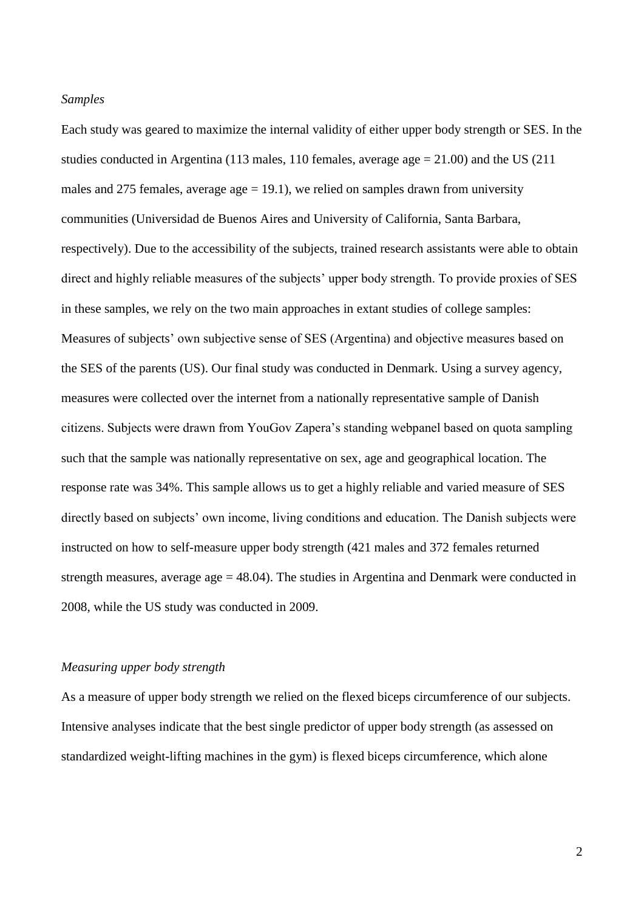*Samples*

Each study was geared to maximize the internal validity of either upper body strength or SES. In the studies conducted in Argentina (113 males, 110 females, average age = 21.00) and the US (211 males and 275 females, average age = 19.1), we relied on samples drawn from university communities (Universidad de Buenos Aires and University of California, Santa Barbara, respectively). Due to the accessibility of the subjects, trained research assistants were able to obtain direct and highly reliable measures of the subjects' upper body strength. To provide proxies of SES in these samples, we rely on the two main approaches in extant studies of college samples: Measures of subjects' own subjective sense of SES (Argentina) and objective measures based on the SES of the parents (US). Our final study was conducted in Denmark. Using a survey agency, measures were collected over the internet from a nationally representative sample of Danish citizens. Subjects were drawn from YouGov Zapera's standing webpanel based on quota sampling such that the sample was nationally representative on sex, age and geographical location. The response rate was 34%. This sample allows us to get a highly reliable and varied measure of SES directly based on subjects' own income, living conditions and education. The Danish subjects were instructed on how to self-measure upper body strength (421 males and 372 females returned strength measures, average age = 48.04). The studies in Argentina and Denmark were conducted in 2008, while the US study was conducted in 2009.

*Measuring upper body strength*

As a measure of upper body strength we relied on the flexed biceps circumference of our subjects. Intensive analyses indicate that the best single predictor of upper body strength (as assessed on standardized weight-lifting machines in the gym) is flexed biceps circumference, which alone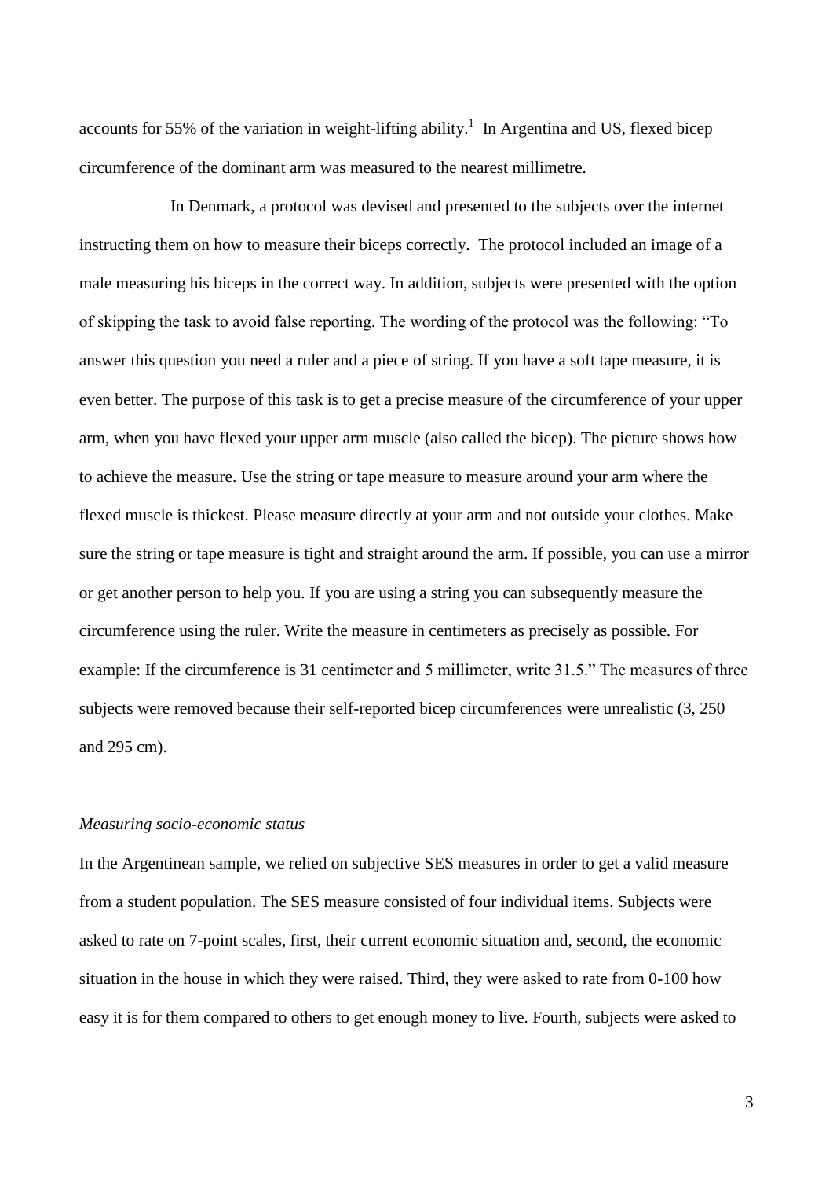accounts for 55% of the variation in weight-lifting ability.[1] In Argentina and US, flexed bicep circumference of the dominant arm was measured to the nearest millimetre.

In Denmark, a protocol was devised and presented to the subjects over the internet instructing them on how to measure their biceps correctly. The protocol included an image of a male measuring his biceps in the correct way. In addition, subjects were presented with the option of skipping the task to avoid false reporting. The wording of the protocol was the following: "To answer this question you need a ruler and a piece of string. If you have a soft tape measure, it is even better. The purpose of this task is to get a precise measure of the circumference of your upper arm, when you have flexed your upper arm muscle (also called the bicep). The picture shows how to achieve the measure. Use the string or tape measure to measure around your arm where the flexed muscle is thickest. Please measure directly at your arm and not outside your clothes. Make sure the string or tape measure is tight and straight around the arm. If possible, you can use a mirror or get another person to help you. If you are using a string you can subsequently measure the circumference using the ruler. Write the measure in centimeters as precisely as possible. For example: If the circumference is 31 centimeter and 5 millimeter, write 31.5." The measures of three subjects were removed because their self-reported bicep circumferences were unrealistic (3, 250 and 295 cm).

*Measuring socio-economic status*

In the Argentinean sample, we relied on subjective SES measures in order to get a valid measure from a student population. The SES measure consisted of four individual items. Subjects were asked to rate on 7-point scales, first, their current economic situation and, second, the economic situation in the house in which they were raised. Third, they were asked to rate from 0-100 how easy it is for them compared to others to get enough money to live. Fourth, subjects were asked to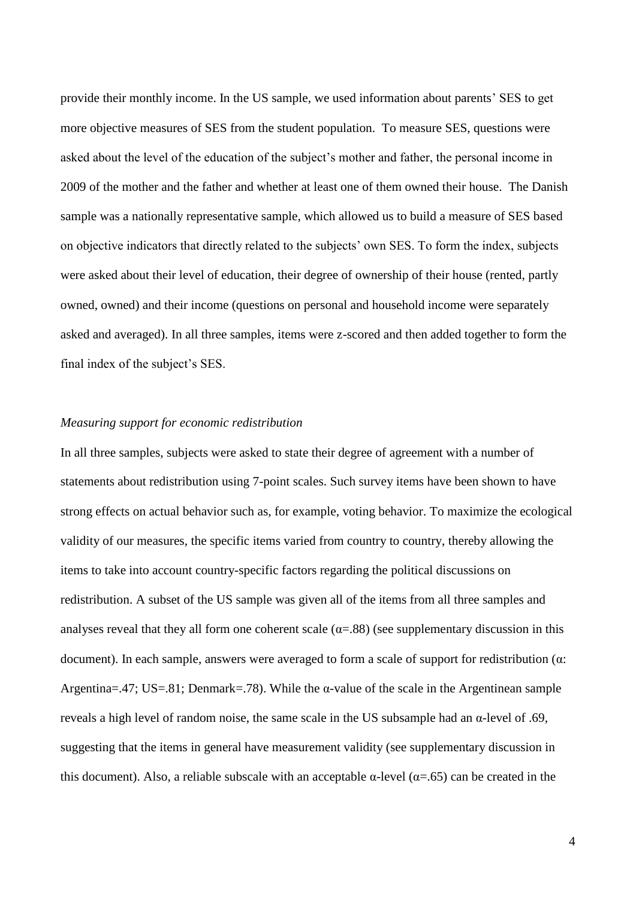provide their monthly income. In the US sample, we used information about parents' SES to get more objective measures of SES from the student population. To measure SES, questions were asked about the level of the education of the subject's mother and father, the personal income in 2009 of the mother and the father and whether at least one of them owned their house. The Danish sample was a nationally representative sample, which allowed us to build a measure of SES based on objective indicators that directly related to the subjects' own SES. To form the index, subjects were asked about their level of education, their degree of ownership of their house (rented, partly owned, owned) and their income (questions on personal and household income were separately asked and averaged). In all three samples, items were z-scored and then added together to form the final index of the subject's SES.

*Measuring support for economic redistribution*

In all three samples, subjects were asked to state their degree of agreement with a number of statements about redistribution using 7-point scales. Such survey items have been shown to have strong effects on actual behavior such as, for example, voting behavior. To maximize the ecological validity of our measures, the specific items varied from country to country, thereby allowing the items to take into account country-specific factors regarding the political discussions on redistribution. A subset of the US sample was given all of the items from all three samples and analyses reveal that they all form one coherent scale ($\alpha$=.88) (see supplementary discussion in this document). In each sample, answers were averaged to form a scale of support for redistribution ($\alpha$: Argentina=.47; US=.81; Denmark=.78). While the $\alpha$-value of the scale in the Argentinean sample reveals a high level of random noise, the same scale in the US subsample had an $\alpha$-level of .69, suggesting that the items in general have measurement validity (see supplementary discussion in this document). Also, a reliable subscale with an acceptable $\alpha$-level ($\alpha$=.65) can be created in the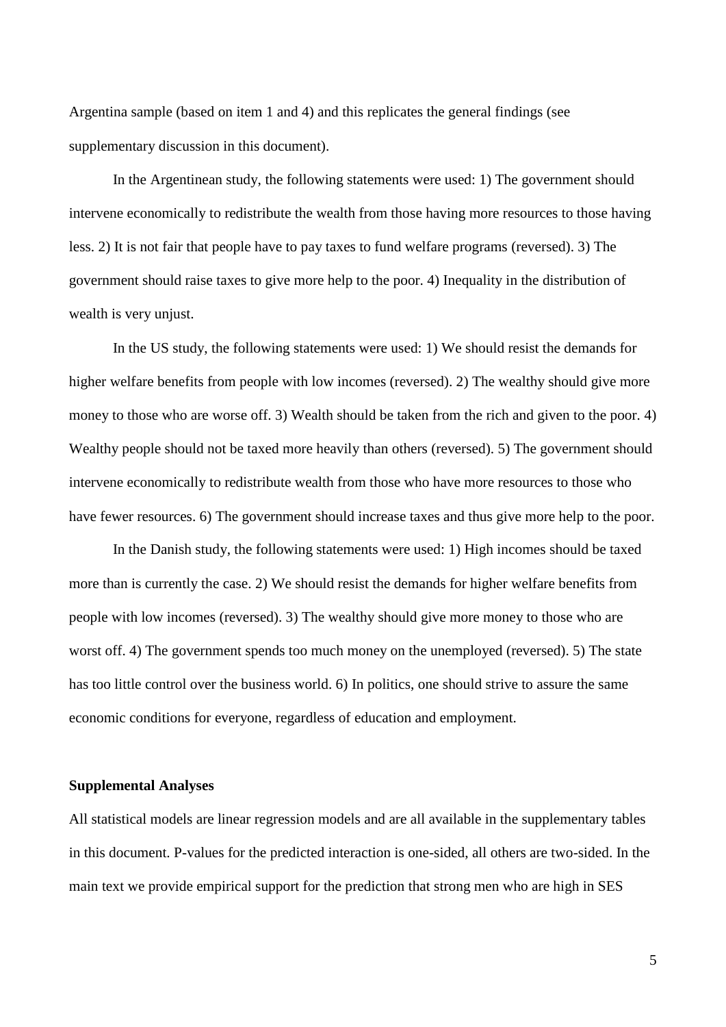Argentina sample (based on item 1 and 4) and this replicates the general findings (see supplementary discussion in this document).

In the Argentinean study, the following statements were used: 1) The government should intervene economically to redistribute the wealth from those having more resources to those having less. 2) It is not fair that people have to pay taxes to fund welfare programs (reversed). 3) The government should raise taxes to give more help to the poor. 4) Inequality in the distribution of wealth is very unjust.

In the US study, the following statements were used: 1) We should resist the demands for higher welfare benefits from people with low incomes (reversed). 2) The wealthy should give more money to those who are worse off. 3) Wealth should be taken from the rich and given to the poor. 4) Wealthy people should not be taxed more heavily than others (reversed). 5) The government should intervene economically to redistribute wealth from those who have more resources to those who have fewer resources. 6) The government should increase taxes and thus give more help to the poor.

In the Danish study, the following statements were used: 1) High incomes should be taxed more than is currently the case. 2) We should resist the demands for higher welfare benefits from people with low incomes (reversed). 3) The wealthy should give more money to those who are worst off. 4) The government spends too much money on the unemployed (reversed). 5) The state has too little control over the business world. 6) In politics, one should strive to assure the same economic conditions for everyone, regardless of education and employment.

**Supplemental Analyses**

All statistical models are linear regression models and are all available in the supplementary tables in this document. P-values for the predicted interaction is one-sided, all others are two-sided. In the main text we provide empirical support for the prediction that strong men who are high in SES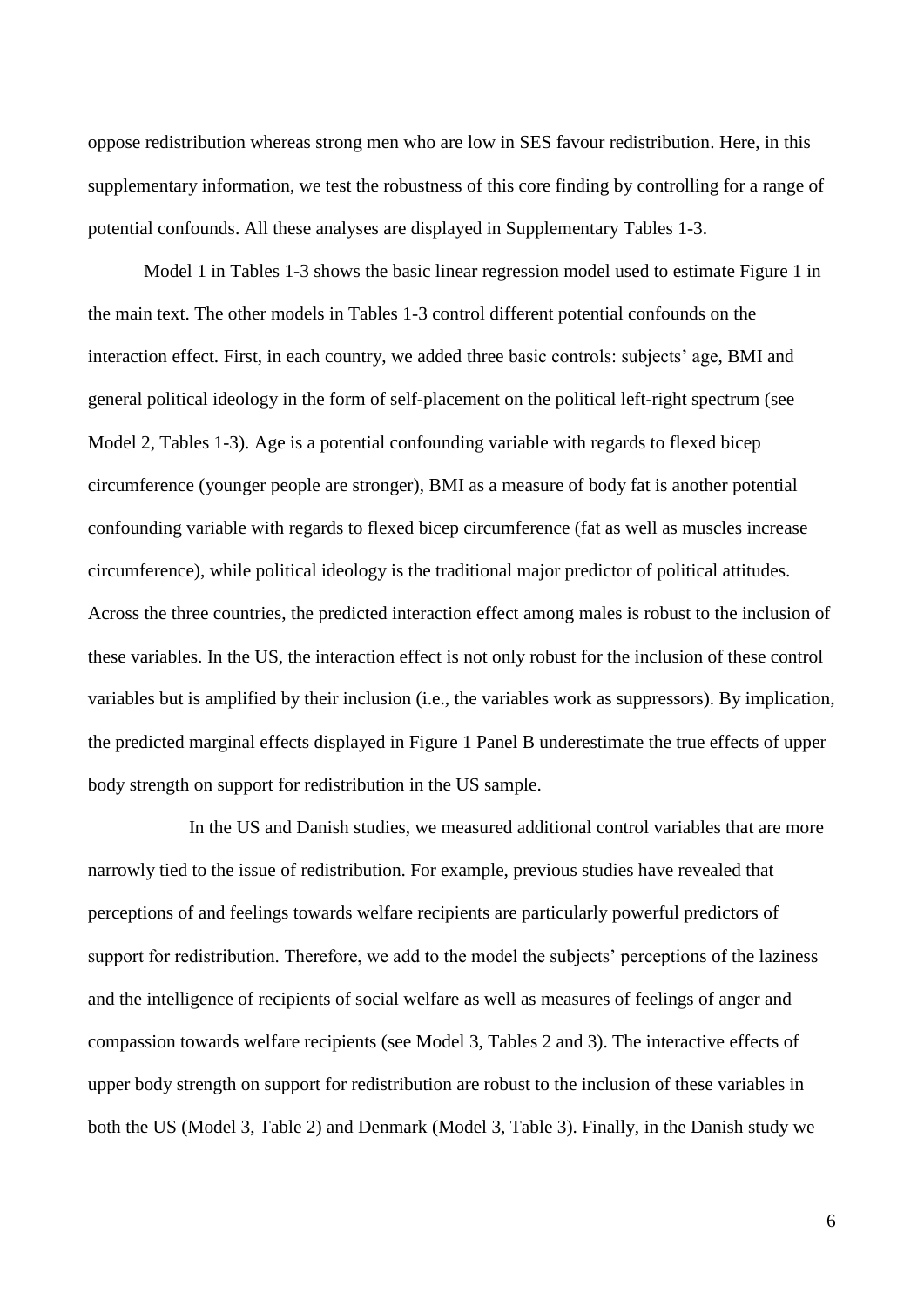oppose redistribution whereas strong men who are low in SES favour redistribution. Here, in this supplementary information, we test the robustness of this core finding by controlling for a range of potential confounds. All these analyses are displayed in Supplementary Tables 1-3.

Model 1 in Tables 1-3 shows the basic linear regression model used to estimate Figure 1 in the main text. The other models in Tables 1-3 control different potential confounds on the interaction effect. First, in each country, we added three basic controls: subjects' age, BMI and general political ideology in the form of self-placement on the political left-right spectrum (see Model 2, Tables 1-3). Age is a potential confounding variable with regards to flexed bicep circumference (younger people are stronger), BMI as a measure of body fat is another potential confounding variable with regards to flexed bicep circumference (fat as well as muscles increase circumference), while political ideology is the traditional major predictor of political attitudes. Across the three countries, the predicted interaction effect among males is robust to the inclusion of these variables. In the US, the interaction effect is not only robust for the inclusion of these control variables but is amplified by their inclusion (i.e., the variables work as suppressors). By implication, the predicted marginal effects displayed in Figure 1 Panel B underestimate the true effects of upper body strength on support for redistribution in the US sample.

In the US and Danish studies, we measured additional control variables that are more narrowly tied to the issue of redistribution. For example, previous studies have revealed that perceptions of and feelings towards welfare recipients are particularly powerful predictors of support for redistribution. Therefore, we add to the model the subjects' perceptions of the laziness and the intelligence of recipients of social welfare as well as measures of feelings of anger and compassion towards welfare recipients (see Model 3, Tables 2 and 3). The interactive effects of upper body strength on support for redistribution are robust to the inclusion of these variables in both the US (Model 3, Table 2) and Denmark (Model 3, Table 3). Finally, in the Danish study we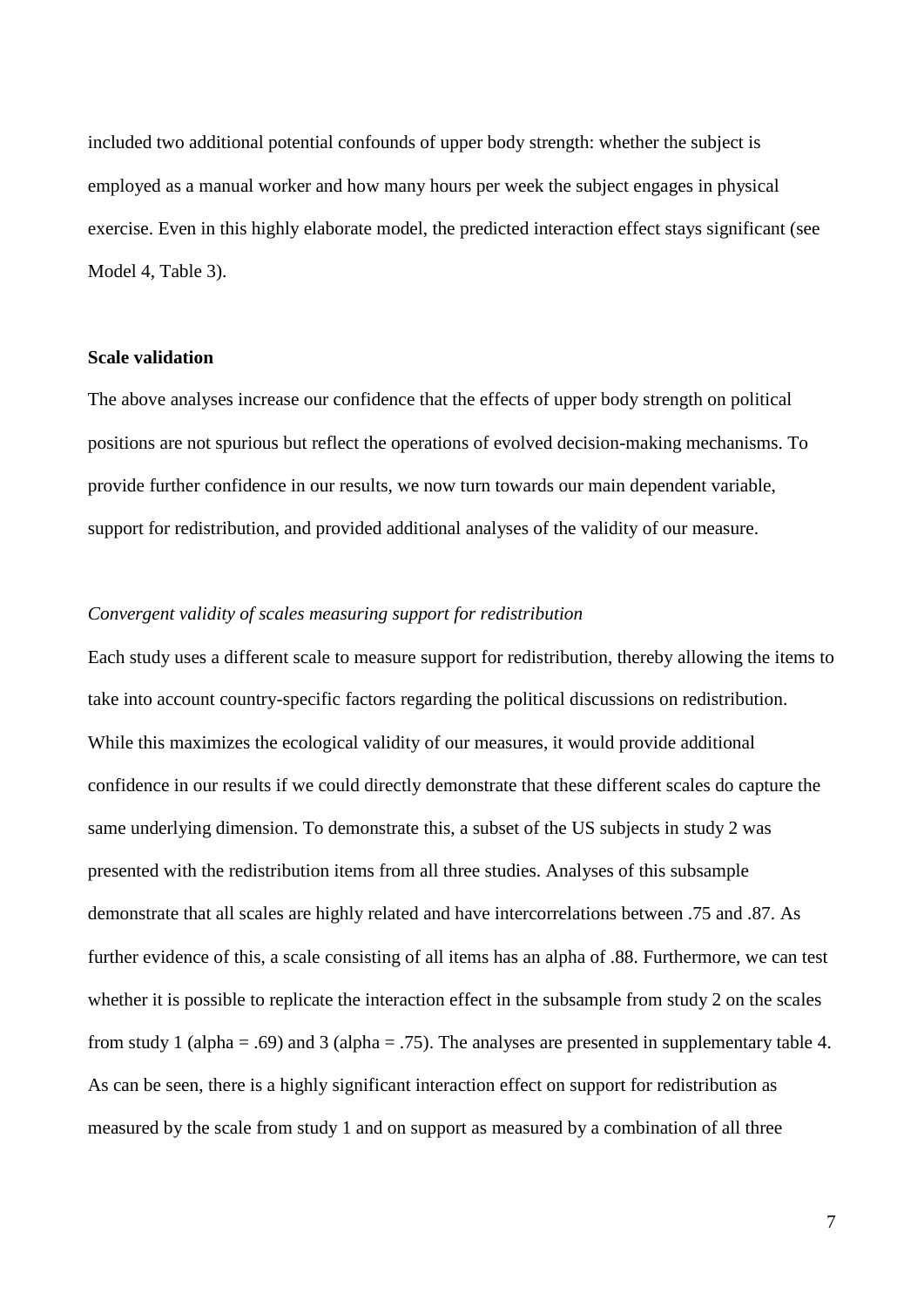included two additional potential confounds of upper body strength: whether the subject is employed as a manual worker and how many hours per week the subject engages in physical exercise. Even in this highly elaborate model, the predicted interaction effect stays significant (see Model 4, Table 3).

**Scale validation**

The above analyses increase our confidence that the effects of upper body strength on political positions are not spurious but reflect the operations of evolved decision-making mechanisms. To provide further confidence in our results, we now turn towards our main dependent variable, support for redistribution, and provided additional analyses of the validity of our measure.

*Convergent validity of scales measuring support for redistribution*

Each study uses a different scale to measure support for redistribution, thereby allowing the items to take into account country-specific factors regarding the political discussions on redistribution. While this maximizes the ecological validity of our measures, it would provide additional confidence in our results if we could directly demonstrate that these different scales do capture the same underlying dimension. To demonstrate this, a subset of the US subjects in study 2 was presented with the redistribution items from all three studies. Analyses of this subsample demonstrate that all scales are highly related and have intercorrelations between .75 and .87. As further evidence of this, a scale consisting of all items has an alpha of .88. Furthermore, we can test whether it is possible to replicate the interaction effect in the subsample from study 2 on the scales from study 1 (alpha = .69) and 3 (alpha = .75). The analyses are presented in supplementary table 4. As can be seen, there is a highly significant interaction effect on support for redistribution as measured by the scale from study 1 and on support as measured by a combination of all three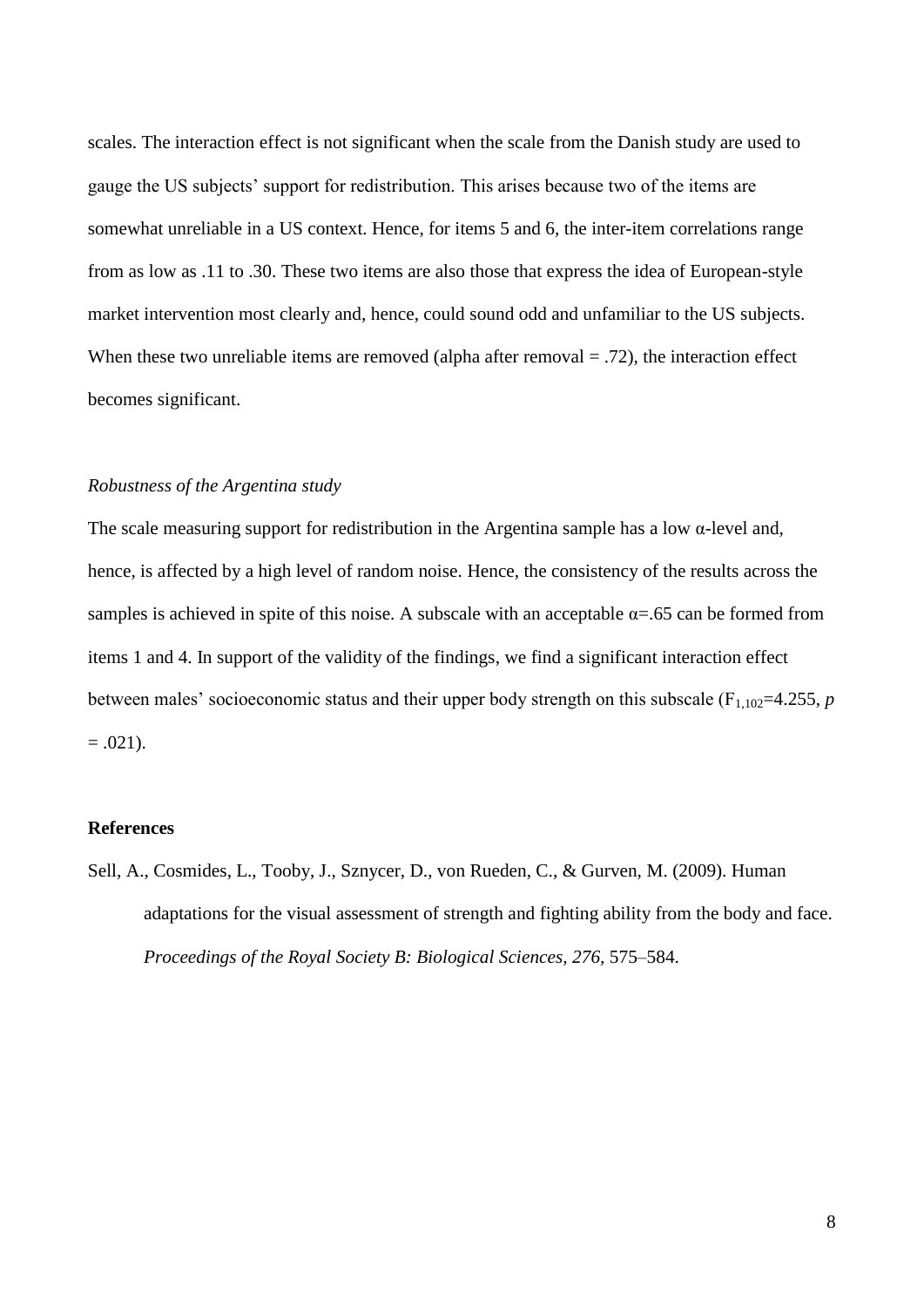scales. The interaction effect is not significant when the scale from the Danish study are used to gauge the US subjects' support for redistribution. This arises because two of the items are somewhat unreliable in a US context. Hence, for items 5 and 6, the inter-item correlations range from as low as .11 to .30. These two items are also those that express the idea of European-style market intervention most clearly and, hence, could sound odd and unfamiliar to the US subjects. When these two unreliable items are removed (alpha after removal = .72), the interaction effect becomes significant.

*Robustness of the Argentina study*

The scale measuring support for redistribution in the Argentina sample has a low α-level and, hence, is affected by a high level of random noise. Hence, the consistency of the results across the samples is achieved in spite of this noise. A subscale with an acceptable α=.65 can be formed from items 1 and 4. In support of the validity of the findings, we find a significant interaction effect between males' socioeconomic status and their upper body strength on this subscale ($F_{1,102}=4.255$, $p = .021$).

**References**

Sell, A., Cosmides, L., Tooby, J., Sznycer, D., von Rueden, C., & Gurven, M. (2009). Human adaptations for the visual assessment of strength and fighting ability from the body and face. *Proceedings of the Royal Society B: Biological Sciences, 276*, 575–584.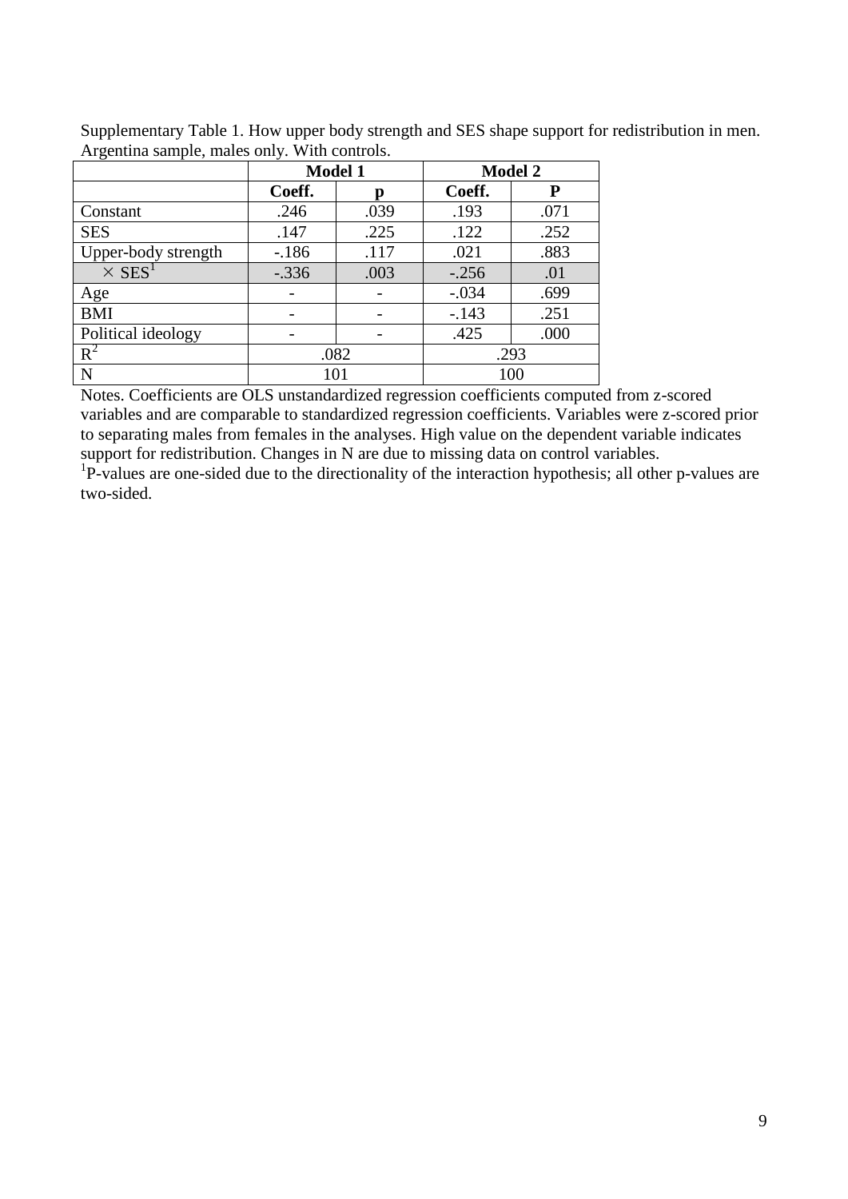Supplementary Table 1. How upper body strength and SES shape support for redistribution in men. Argentina sample, males only. With controls.

| | Model 1 | | Model 2 | |
|---|---|---|---|---|
| | **Coeff.** | **p** | **Coeff.** | **P** |
| Constant | .246 | .039 | .193 | .071 |
| SES | .147 | .225 | .122 | .252 |
| Upper-body strength | -.186 | .117 | .021 | .883 |
| × SES[1] | -.336 | .003 | -.256 | .01 |
| Age | - | - | -.034 | .699 |
| BMI | - | - | -.143 | .251 |
| Political ideology | - | - | .425 | .000 |
| $R^2$ | .082 | | .293 | |
| N | 101 | | 100 | |

Notes. Coefficients are OLS unstandardized regression coefficients computed from z-scored variables and are comparable to standardized regression coefficients. Variables were z-scored prior to separating males from females in the analyses. High value on the dependent variable indicates support for redistribution. Changes in N are due to missing data on control variables.

[1]P-values are one-sided due to the directionality of the interaction hypothesis; all other p-values are two-sided.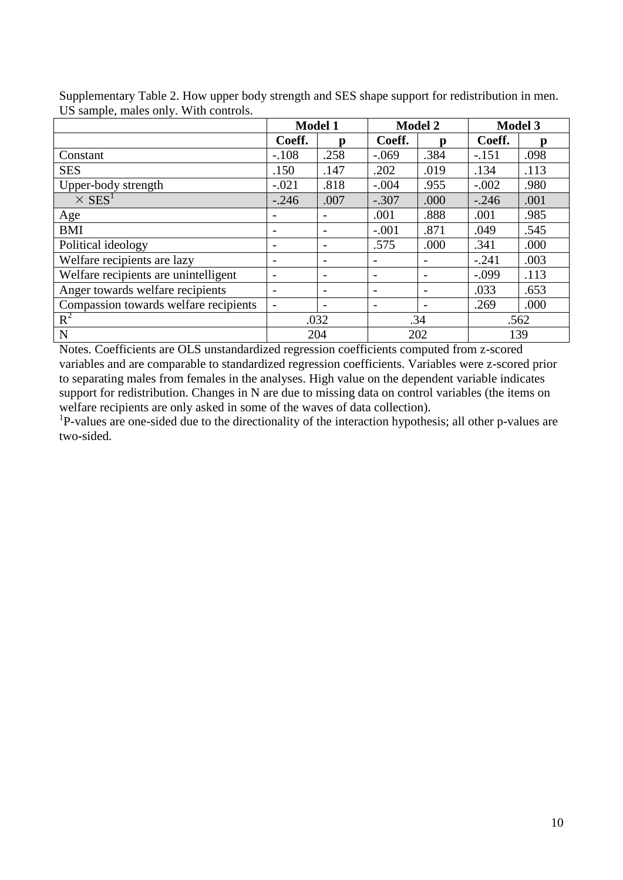Supplementary Table 2. How upper body strength and SES shape support for redistribution in men. US sample, males only. With controls.

| | Model 1 | | Model 2 | | Model 3 | |
|---|---|---|---|---|---|---|
| | **Coeff.** | **p** | **Coeff.** | **p** | **Coeff.** | **p** |
| Constant | -.108 | .258 | -.069 | .384 | -.151 | .098 |
| SES | .150 | .147 | .202 | .019 | .134 | .113 |
| Upper-body strength | -.021 | .818 | -.004 | .955 | -.002 | .980 |
| × SES[1] | -.246 | .007 | -.307 | .000 | -.246 | .001 |
| Age | - | - | .001 | .888 | .001 | .985 |
| BMI | - | - | -.001 | .871 | .049 | .545 |
| Political ideology | - | - | .575 | .000 | .341 | .000 |
| Welfare recipients are lazy | - | - | - | - | -.241 | .003 |
| Welfare recipients are unintelligent | - | - | - | - | -.099 | .113 |
| Anger towards welfare recipients | - | - | - | - | .033 | .653 |
| Compassion towards welfare recipients | - | - | - | - | .269 | .000 |
| $R^2$ | .032 | | .34 | | .562 | |
| N | 204 | | 202 | | 139 | |

Notes. Coefficients are OLS unstandardized regression coefficients computed from z-scored variables and are comparable to standardized regression coefficients. Variables were z-scored prior to separating males from females in the analyses. High value on the dependent variable indicates support for redistribution. Changes in N are due to missing data on control variables (the items on welfare recipients are only asked in some of the waves of data collection).

[1]P-values are one-sided due to the directionality of the interaction hypothesis; all other p-values are two-sided.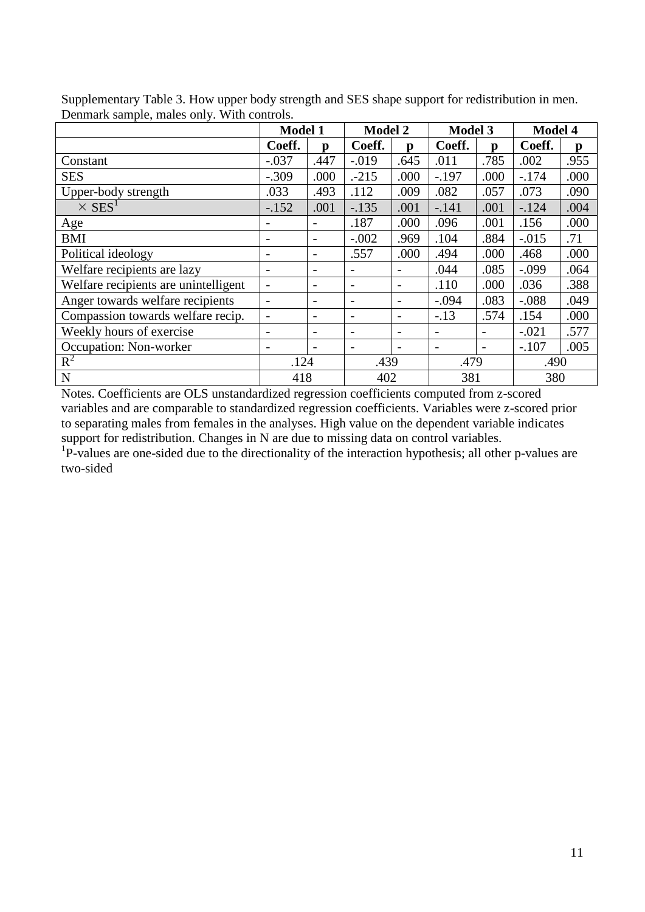Supplementary Table 3. How upper body strength and SES shape support for redistribution in men. Denmark sample, males only. With controls.

| | **Model 1** | | **Model 2** | | **Model 3** | | **Model 4** | |
|---|---|---|---|---|---|---|---|---|
| | **Coeff.** | **p** | **Coeff.** | **p** | **Coeff.** | **p** | **Coeff.** | **p** |
| Constant | -.037 | .447 | -.019 | .645 | .011 | .785 | .002 | .955 |
| SES | -.309 | .000 | .-215 | .000 | -.197 | .000 | -.174 | .000 |
| Upper-body strength | .033 | .493 | .112 | .009 | .082 | .057 | .073 | .090 |
| × SES[1] | -.152 | .001 | -.135 | .001 | -.141 | .001 | -.124 | .004 |
| Age | - | - | .187 | .000 | .096 | .001 | .156 | .000 |
| BMI | - | - | -.002 | .969 | .104 | .884 | -.015 | .71 |
| Political ideology | - | - | .557 | .000 | .494 | .000 | .468 | .000 |
| Welfare recipients are lazy | - | - | - | - | .044 | .085 | -.099 | .064 |
| Welfare recipients are unintelligent | - | - | - | - | .110 | .000 | .036 | .388 |
| Anger towards welfare recipients | - | - | - | - | -.094 | .083 | -.088 | .049 |
| Compassion towards welfare recip. | - | - | - | - | -.13 | .574 | .154 | .000 |
| Weekly hours of exercise | - | - | - | - | - | - | -.021 | .577 |
| Occupation: Non-worker | - | - | - | - | - | - | -.107 | .005 |
| $R^2$ | .124 | | .439 | | .479 | | .490 | |
| N | 418 | | 402 | | 381 | | 380 | |

Notes. Coefficients are OLS unstandardized regression coefficients computed from z-scored variables and are comparable to standardized regression coefficients. Variables were z-scored prior to separating males from females in the analyses. High value on the dependent variable indicates support for redistribution. Changes in N are due to missing data on control variables.

[1]P-values are one-sided due to the directionality of the interaction hypothesis; all other p-values are two-sided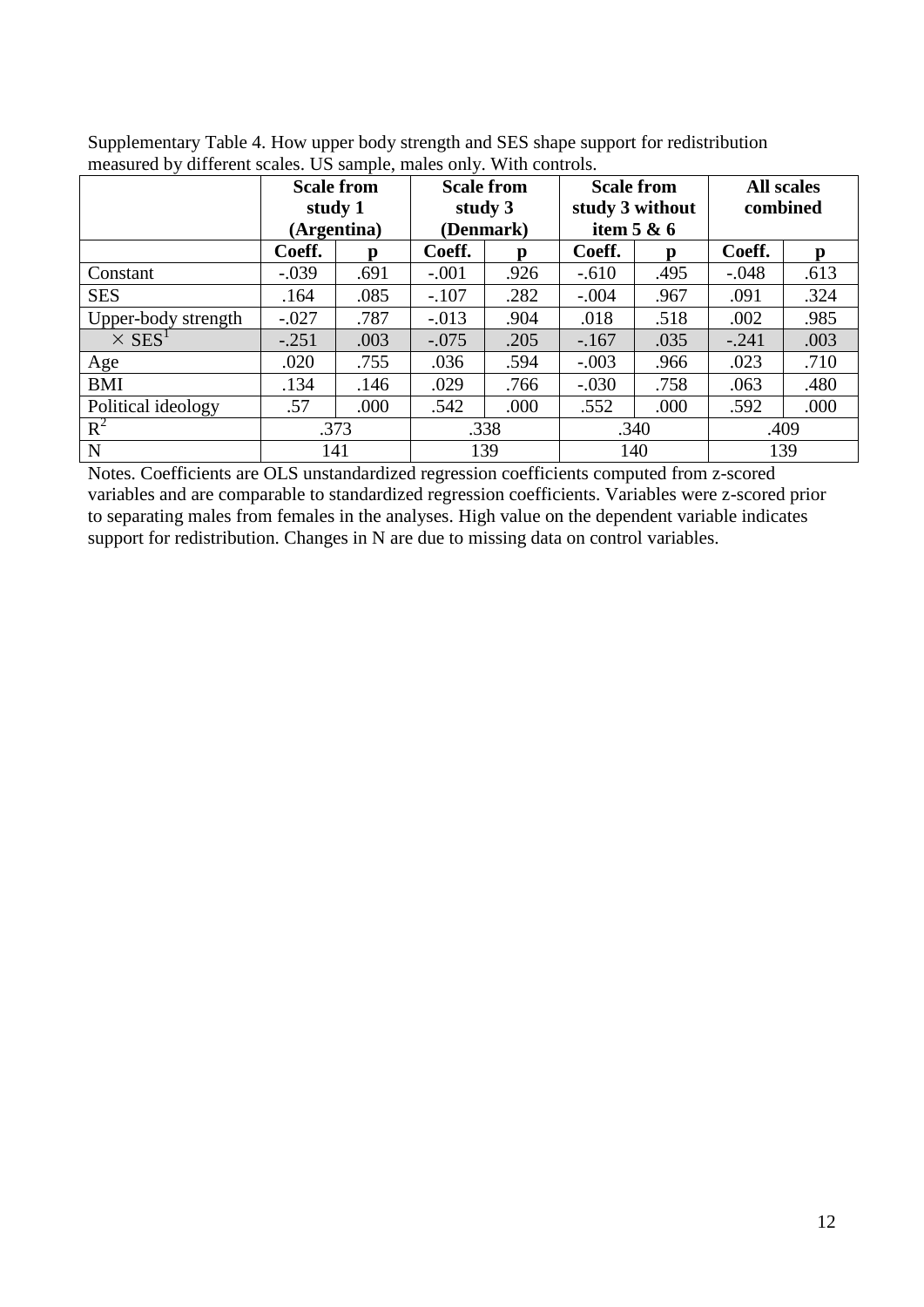Supplementary Table 4. How upper body strength and SES shape support for redistribution measured by different scales. US sample, males only. With controls.

| | **Scale from study 1 (Argentina)** | | **Scale from study 3 (Denmark)** | | **Scale from study 3 without item 5 & 6** | | **All scales combined** | |
|---|---|---|---|---|---|---|---|---|
| | **Coeff.** | **p** | **Coeff.** | **p** | **Coeff.** | **p** | **Coeff.** | **p** |
| Constant | -.039 | .691 | -.001 | .926 | -.610 | .495 | -.048 | .613 |
| SES | .164 | .085 | -.107 | .282 | -.004 | .967 | .091 | .324 |
| Upper-body strength | -.027 | .787 | -.013 | .904 | .018 | .518 | .002 | .985 |
| × SES[1] | -.251 | .003 | -.075 | .205 | -.167 | .035 | -.241 | .003 |
| Age | .020 | .755 | .036 | .594 | -.003 | .966 | .023 | .710 |
| BMI | .134 | .146 | .029 | .766 | -.030 | .758 | .063 | .480 |
| Political ideology | .57 | .000 | .542 | .000 | .552 | .000 | .592 | .000 |
| $R^2$ | .373 | | .338 | | .340 | | .409 | |
| N | 141 | | 139 | | 140 | | 139 | |

Notes. Coefficients are OLS unstandardized regression coefficients computed from z-scored variables and are comparable to standardized regression coefficients. Variables were z-scored prior to separating males from females in the analyses. High value on the dependent variable indicates support for redistribution. Changes in N are due to missing data on control variables.